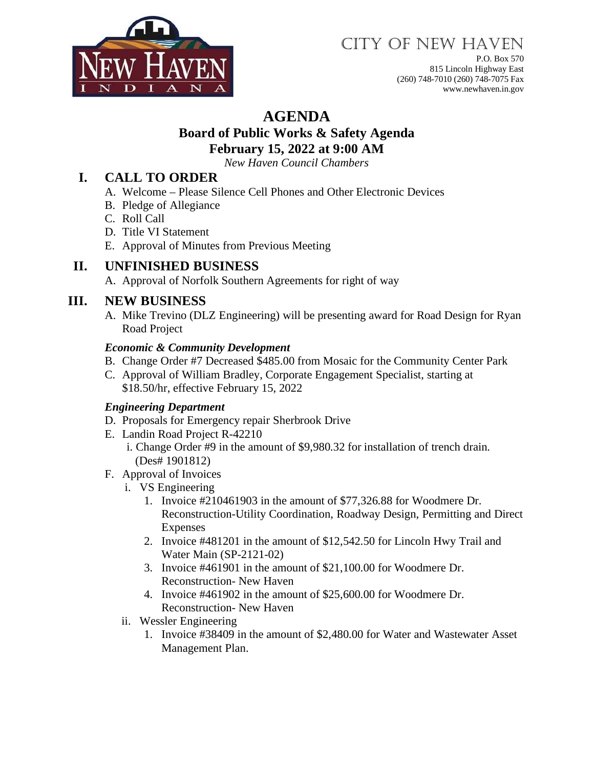City of New Haven

P.O. Box 570
815 Lincoln Highway East
(260) 748-7010 (260) 748-7075 Fax
www.newhaven.in.gov

# AGENDA

## Board of Public Works & Safety Agenda

## February 15, 2022 at 9:00 AM

*New Haven Council Chambers*

## I. CALL TO ORDER

A. Welcome – Please Silence Cell Phones and Other Electronic Devices
B. Pledge of Allegiance
C. Roll Call
D. Title VI Statement
E. Approval of Minutes from Previous Meeting

## II. UNFINISHED BUSINESS

A. Approval of Norfolk Southern Agreements for right of way

## III. NEW BUSINESS

A. Mike Trevino (DLZ Engineering) will be presenting award for Road Design for Ryan Road Project

***Economic & Community Development***

B. Change Order #7 Decreased $485.00 from Mosaic for the Community Center Park
C. Approval of William Bradley, Corporate Engagement Specialist, starting at $18.50/hr, effective February 15, 2022

***Engineering Department***

D. Proposals for Emergency repair Sherbrook Drive
E. Landin Road Project R-42210
   i. Change Order #9 in the amount of $9,980.32 for installation of trench drain. (Des# 1901812)
F. Approval of Invoices
   i. VS Engineering
      1. Invoice #210461903 in the amount of $77,326.88 for Woodmere Dr. Reconstruction-Utility Coordination, Roadway Design, Permitting and Direct Expenses
      2. Invoice #481201 in the amount of $12,542.50 for Lincoln Hwy Trail and Water Main (SP-2121-02)
      3. Invoice #461901 in the amount of $21,100.00 for Woodmere Dr. Reconstruction- New Haven
      4. Invoice #461902 in the amount of $25,600.00 for Woodmere Dr. Reconstruction- New Haven
   ii. Wessler Engineering
      1. Invoice #38409 in the amount of $2,480.00 for Water and Wastewater Asset Management Plan.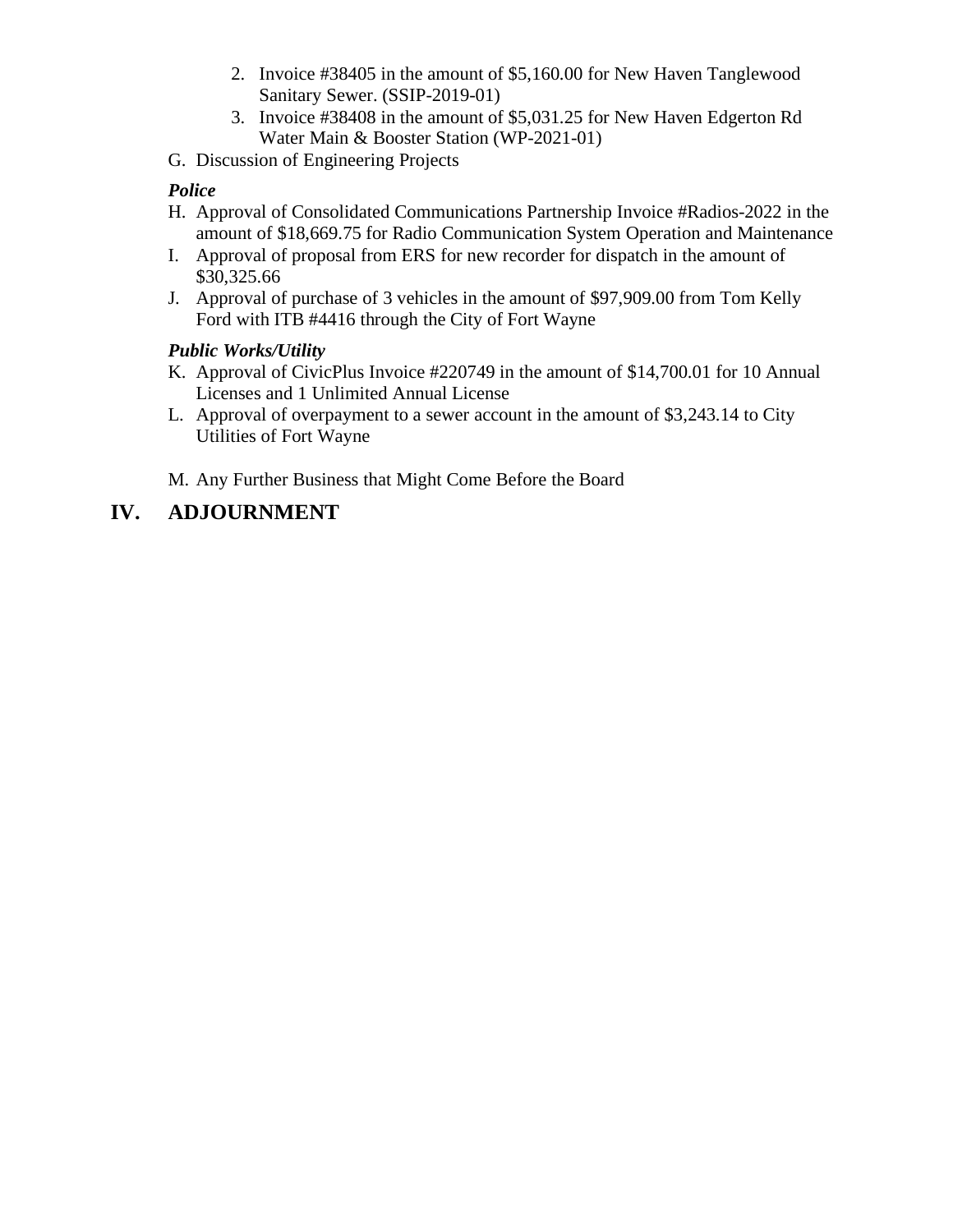2. Invoice #38405 in the amount of $5,160.00 for New Haven Tanglewood Sanitary Sewer. (SSIP-2019-01)
3. Invoice #38408 in the amount of $5,031.25 for New Haven Edgerton Rd Water Main & Booster Station (WP-2021-01)

G. Discussion of Engineering Projects

***Police***

H. Approval of Consolidated Communications Partnership Invoice #Radios-2022 in the amount of $18,669.75 for Radio Communication System Operation and Maintenance

I. Approval of proposal from ERS for new recorder for dispatch in the amount of $30,325.66

J. Approval of purchase of 3 vehicles in the amount of $97,909.00 from Tom Kelly Ford with ITB #4416 through the City of Fort Wayne

***Public Works/Utility***

K. Approval of CivicPlus Invoice #220749 in the amount of $14,700.01 for 10 Annual Licenses and 1 Unlimited Annual License

L. Approval of overpayment to a sewer account in the amount of $3,243.14 to City Utilities of Fort Wayne

M. Any Further Business that Might Come Before the Board

## IV. ADJOURNMENT